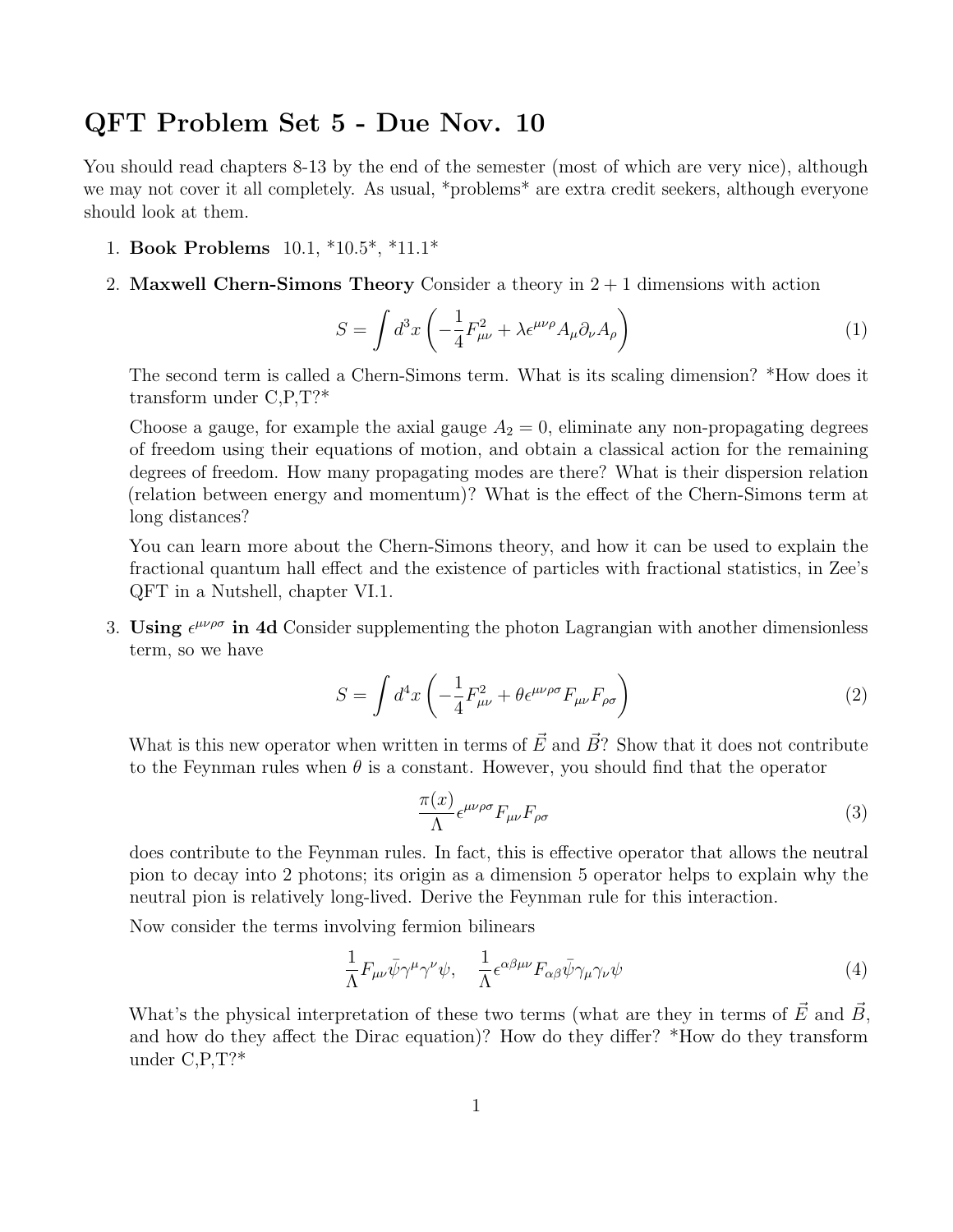# QFT Problem Set 5 - Due Nov. 10

You should read chapters 8-13 by the end of the semester (most of which are very nice), although we may not cover it all completely. As usual, *problems* are extra credit seekers, although everyone should look at them.

1. **Book Problems** 10.1, *10.5*, *11.1*

2. **Maxwell Chern-Simons Theory** Consider a theory in $2+1$ dimensions with action

$$S = \int d^3x \left( -\frac{1}{4} F_{\mu\nu}^2 + \lambda \epsilon^{\mu\nu\rho} A_\mu \partial_\nu A_\rho \right) \tag{1}$$

The second term is called a Chern-Simons term. What is its scaling dimension? *How does it transform under C,P,T?*

Choose a gauge, for example the axial gauge $A_2 = 0$, eliminate any non-propagating degrees of freedom using their equations of motion, and obtain a classical action for the remaining degrees of freedom. How many propagating modes are there? What is their dispersion relation (relation between energy and momentum)? What is the effect of the Chern-Simons term at long distances?

You can learn more about the Chern-Simons theory, and how it can be used to explain the fractional quantum hall effect and the existence of particles with fractional statistics, in Zee's QFT in a Nutshell, chapter VI.1.

3. **Using $\epsilon^{\mu\nu\rho\sigma}$ in 4d** Consider supplementing the photon Lagrangian with another dimensionless term, so we have

$$S = \int d^4x \left( -\frac{1}{4} F_{\mu\nu}^2 + \theta \epsilon^{\mu\nu\rho\sigma} F_{\mu\nu} F_{\rho\sigma} \right) \tag{2}$$

What is this new operator when written in terms of $\vec{E}$ and $\vec{B}$? Show that it does not contribute to the Feynman rules when $\theta$ is a constant. However, you should find that the operator

$$\frac{\pi(x)}{\Lambda} \epsilon^{\mu\nu\rho\sigma} F_{\mu\nu} F_{\rho\sigma} \tag{3}$$

does contribute to the Feynman rules. In fact, this is effective operator that allows the neutral pion to decay into 2 photons; its origin as a dimension 5 operator helps to explain why the neutral pion is relatively long-lived. Derive the Feynman rule for this interaction.

Now consider the terms involving fermion bilinears

$$\frac{1}{\Lambda} F_{\mu\nu} \bar{\psi} \gamma^\mu \gamma^\nu \psi, \quad \frac{1}{\Lambda} \epsilon^{\alpha\beta\mu\nu} F_{\alpha\beta} \bar{\psi} \gamma_\mu \gamma_\nu \psi \tag{4}$$

What's the physical interpretation of these two terms (what are they in terms of $\vec{E}$ and $\vec{B}$, and how do they affect the Dirac equation)? How do they differ? *How do they transform under C,P,T?*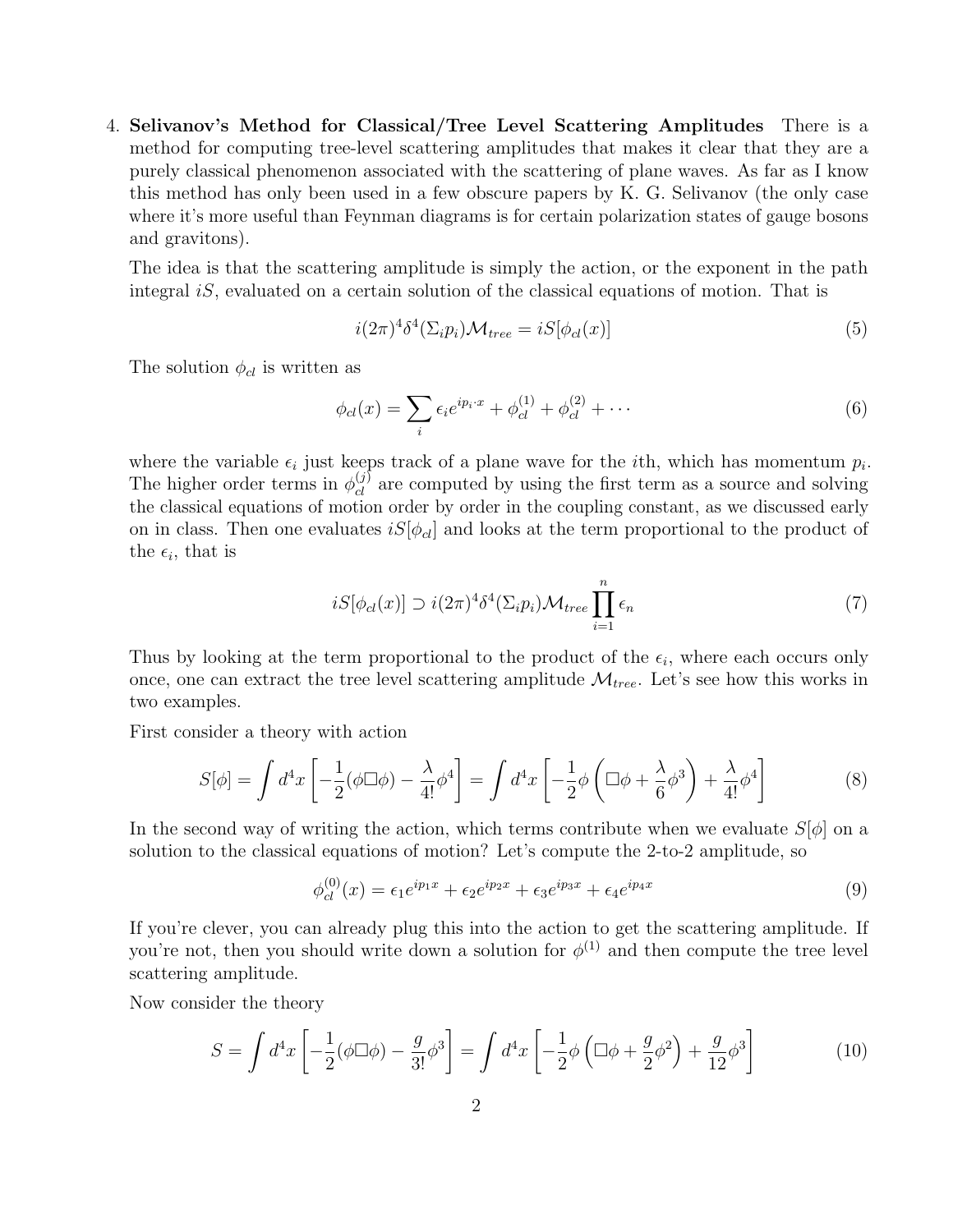4. **Selivanov's Method for Classical/Tree Level Scattering Amplitudes** There is a method for computing tree-level scattering amplitudes that makes it clear that they are a purely classical phenomenon associated with the scattering of plane waves. As far as I know this method has only been used in a few obscure papers by K. G. Selivanov (the only case where it's more useful than Feynman diagrams is for certain polarization states of gauge bosons and gravitons).

   The idea is that the scattering amplitude is simply the action, or the exponent in the path integral $iS$, evaluated on a certain solution of the classical equations of motion. That is

$$i(2\pi)^4\delta^4(\Sigma_i p_i)\mathcal{M}_{tree} = iS[\phi_{cl}(x)] \tag{5}$$

   The solution $\phi_{cl}$ is written as

$$\phi_{cl}(x) = \sum_i \epsilon_i e^{ip_i\cdot x} + \phi_{cl}^{(1)} + \phi_{cl}^{(2)} + \cdots \tag{6}$$

   where the variable $\epsilon_i$ just keeps track of a plane wave for the $i$th, which has momentum $p_i$. The higher order terms in $\phi_{cl}^{(j)}$ are computed by using the first term as a source and solving the classical equations of motion order by order in the coupling constant, as we discussed early on in class. Then one evaluates $iS[\phi_{cl}]$ and looks at the term proportional to the product of the $\epsilon_i$, that is

$$iS[\phi_{cl}(x)] \supset i(2\pi)^4\delta^4(\Sigma_i p_i)\mathcal{M}_{tree}\prod_{i=1}^{n}\epsilon_n \tag{7}$$

   Thus by looking at the term proportional to the product of the $\epsilon_i$, where each occurs only once, one can extract the tree level scattering amplitude $\mathcal{M}_{tree}$. Let's see how this works in two examples.

   First consider a theory with action

$$S[\phi] = \int d^4x \left[-\frac{1}{2}(\phi\Box\phi) - \frac{\lambda}{4!}\phi^4\right] = \int d^4x \left[-\frac{1}{2}\phi\left(\Box\phi + \frac{\lambda}{6}\phi^3\right) + \frac{\lambda}{4!}\phi^4\right] \tag{8}$$

   In the second way of writing the action, which terms contribute when we evaluate $S[\phi]$ on a solution to the classical equations of motion? Let's compute the 2-to-2 amplitude, so

$$\phi_{cl}^{(0)}(x) = \epsilon_1 e^{ip_1 x} + \epsilon_2 e^{ip_2 x} + \epsilon_3 e^{ip_3 x} + \epsilon_4 e^{ip_4 x} \tag{9}$$

   If you're clever, you can already plug this into the action to get the scattering amplitude. If you're not, then you should write down a solution for $\phi^{(1)}$ and then compute the tree level scattering amplitude.

   Now consider the theory

$$S = \int d^4x \left[-\frac{1}{2}(\phi\Box\phi) - \frac{g}{3!}\phi^3\right] = \int d^4x \left[-\frac{1}{2}\phi\left(\Box\phi + \frac{g}{2}\phi^2\right) + \frac{g}{12}\phi^3\right] \tag{10}$$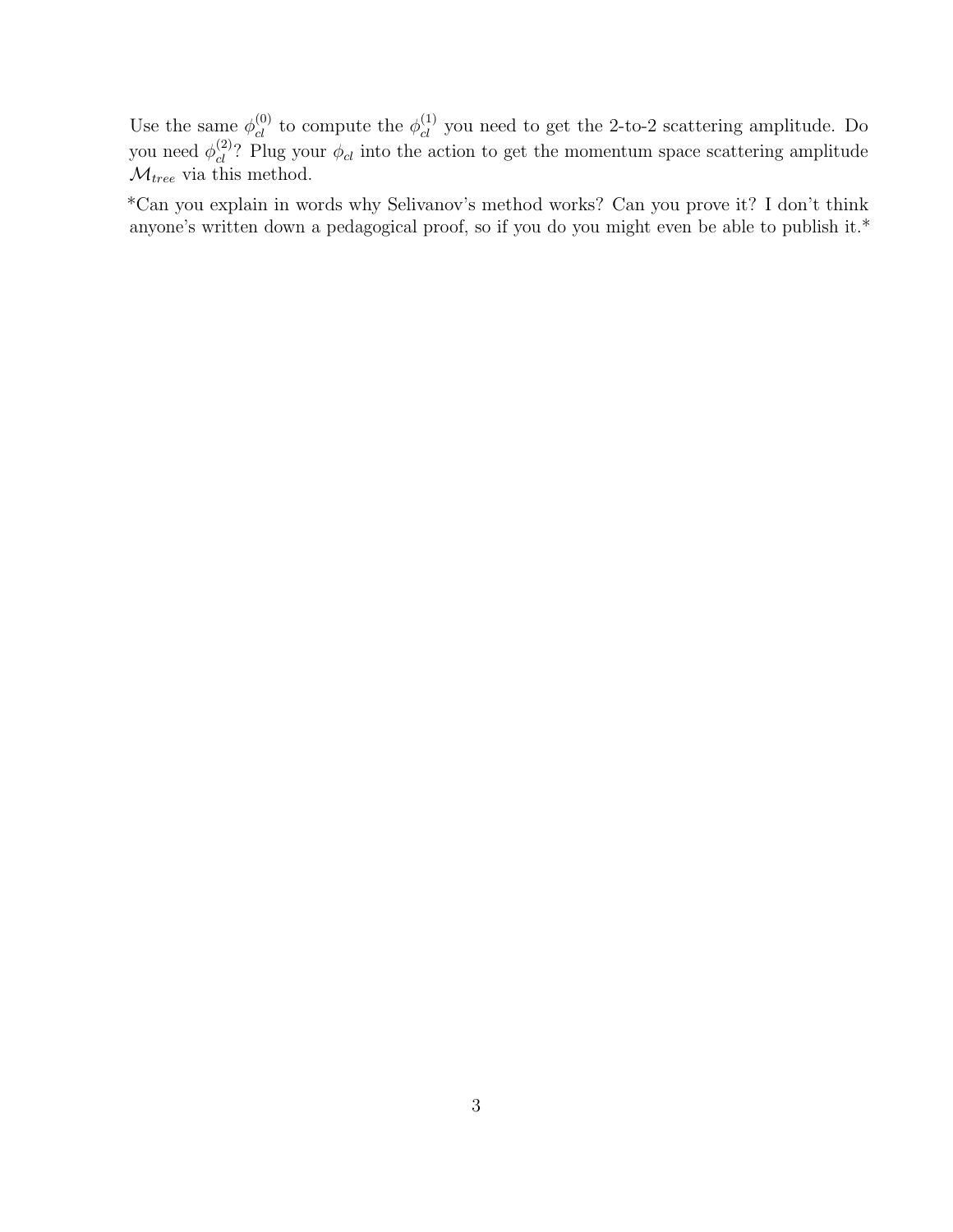Use the same $\phi_{cl}^{(0)}$ to compute the $\phi_{cl}^{(1)}$ you need to get the 2-to-2 scattering amplitude. Do you need $\phi_{cl}^{(2)}$? Plug your $\phi_{cl}$ into the action to get the momentum space scattering amplitude $\mathcal{M}_{tree}$ via this method.

*Can you explain in words why Selivanov's method works? Can you prove it? I don't think anyone's written down a pedagogical proof, so if you do you might even be able to publish it.*